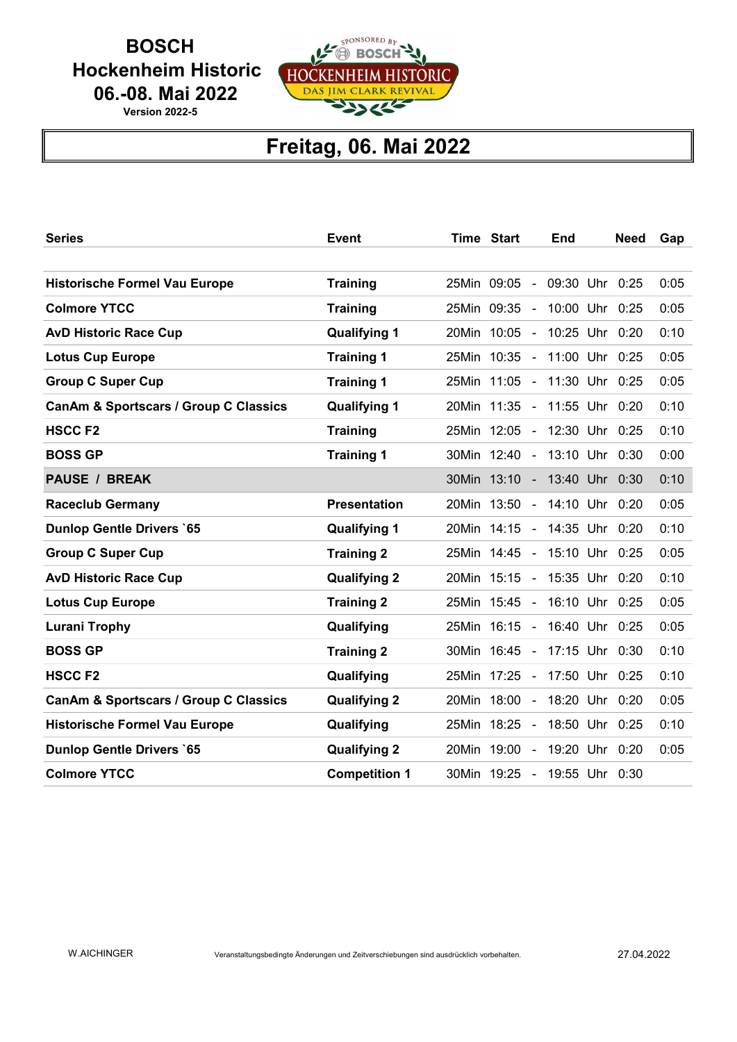# BOSCH
# Hockenheim Historic
# 06.-08. Mai 2022

**Version 2022-5**

## Freitag, 06. Mai 2022

| Series | Event | Time | Start | | End | | Need | Gap |
|---|---|---|---|---|---|---|---|---|
| Historische Formel Vau Europe | Training | 25Min | 09:05 | - | 09:30 | Uhr | 0:25 | 0:05 |
| Colmore YTCC | Training | 25Min | 09:35 | - | 10:00 | Uhr | 0:25 | 0:05 |
| AvD Historic Race Cup | Qualifying 1 | 20Min | 10:05 | - | 10:25 | Uhr | 0:20 | 0:10 |
| Lotus Cup Europe | Training 1 | 25Min | 10:35 | - | 11:00 | Uhr | 0:25 | 0:05 |
| Group C Super Cup | Training 1 | 25Min | 11:05 | - | 11:30 | Uhr | 0:25 | 0:05 |
| CanAm & Sportscars / Group C Classics | Qualifying 1 | 20Min | 11:35 | - | 11:55 | Uhr | 0:20 | 0:10 |
| HSCC F2 | Training | 25Min | 12:05 | - | 12:30 | Uhr | 0:25 | 0:10 |
| BOSS GP | Training 1 | 30Min | 12:40 | - | 13:10 | Uhr | 0:30 | 0:00 |
| PAUSE / BREAK | | 30Min | 13:10 | - | 13:40 | Uhr | 0:30 | 0:10 |
| Raceclub Germany | Presentation | 20Min | 13:50 | - | 14:10 | Uhr | 0:20 | 0:05 |
| Dunlop Gentle Drivers `65 | Qualifying 1 | 20Min | 14:15 | - | 14:35 | Uhr | 0:20 | 0:10 |
| Group C Super Cup | Training 2 | 25Min | 14:45 | - | 15:10 | Uhr | 0:25 | 0:05 |
| AvD Historic Race Cup | Qualifying 2 | 20Min | 15:15 | - | 15:35 | Uhr | 0:20 | 0:10 |
| Lotus Cup Europe | Training 2 | 25Min | 15:45 | - | 16:10 | Uhr | 0:25 | 0:05 |
| Lurani Trophy | Qualifying | 25Min | 16:15 | - | 16:40 | Uhr | 0:25 | 0:05 |
| BOSS GP | Training 2 | 30Min | 16:45 | - | 17:15 | Uhr | 0:30 | 0:10 |
| HSCC F2 | Qualifying | 25Min | 17:25 | - | 17:50 | Uhr | 0:25 | 0:10 |
| CanAm & Sportscars / Group C Classics | Qualifying 2 | 20Min | 18:00 | - | 18:20 | Uhr | 0:20 | 0:05 |
| Historische Formel Vau Europe | Qualifying | 25Min | 18:25 | - | 18:50 | Uhr | 0:25 | 0:10 |
| Dunlop Gentle Drivers `65 | Qualifying 2 | 20Min | 19:00 | - | 19:20 | Uhr | 0:20 | 0:05 |
| Colmore YTCC | Competition 1 | 30Min | 19:25 | - | 19:55 | Uhr | 0:30 | |

W.AICHINGER

Veranstaltungsbedingte Änderungen und Zeitverschiebungen sind ausdrücklich vorbehalten.

27.04.2022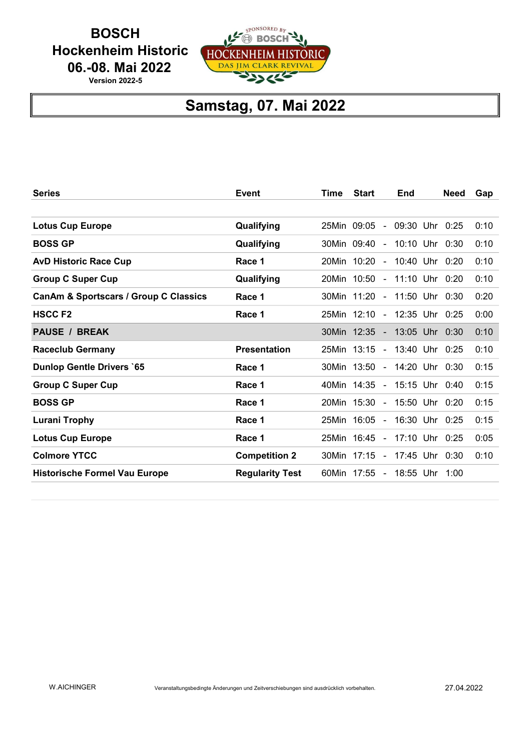**BOSCH**
**Hockenheim Historic**
**06.-08. Mai 2022**
**Version 2022-5**

# Samstag, 07. Mai 2022

| Series | Event | Time | Start | | End | | Need | Gap |
|---|---|---|---|---|---|---|---|---|
| **Lotus Cup Europe** | **Qualifying** | 25Min | 09:05 | - | 09:30 | Uhr | 0:25 | 0:10 |
| **BOSS GP** | **Qualifying** | 30Min | 09:40 | - | 10:10 | Uhr | 0:30 | 0:10 |
| **AvD Historic Race Cup** | **Race 1** | 20Min | 10:20 | - | 10:40 | Uhr | 0:20 | 0:10 |
| **Group C Super Cup** | **Qualifying** | 20Min | 10:50 | - | 11:10 | Uhr | 0:20 | 0:10 |
| **CanAm & Sportscars / Group C Classics** | **Race 1** | 30Min | 11:20 | - | 11:50 | Uhr | 0:30 | 0:20 |
| **HSCC F2** | **Race 1** | 25Min | 12:10 | - | 12:35 | Uhr | 0:25 | 0:00 |
| **PAUSE / BREAK** | | 30Min | 12:35 | - | 13:05 | Uhr | 0:30 | 0:10 |
| **Raceclub Germany** | **Presentation** | 25Min | 13:15 | - | 13:40 | Uhr | 0:25 | 0:10 |
| **Dunlop Gentle Drivers `65** | **Race 1** | 30Min | 13:50 | - | 14:20 | Uhr | 0:30 | 0:15 |
| **Group C Super Cup** | **Race 1** | 40Min | 14:35 | - | 15:15 | Uhr | 0:40 | 0:15 |
| **BOSS GP** | **Race 1** | 20Min | 15:30 | - | 15:50 | Uhr | 0:20 | 0:15 |
| **Lurani Trophy** | **Race 1** | 25Min | 16:05 | - | 16:30 | Uhr | 0:25 | 0:15 |
| **Lotus Cup Europe** | **Race 1** | 25Min | 16:45 | - | 17:10 | Uhr | 0:25 | 0:05 |
| **Colmore YTCC** | **Competition 2** | 30Min | 17:15 | - | 17:45 | Uhr | 0:30 | 0:10 |
| **Historische Formel Vau Europe** | **Regularity Test** | 60Min | 17:55 | - | 18:55 | Uhr | 1:00 | |

W.AICHINGER

Veranstaltungsbedingte Änderungen und Zeitverschiebungen sind ausdrücklich vorbehalten.

27.04.2022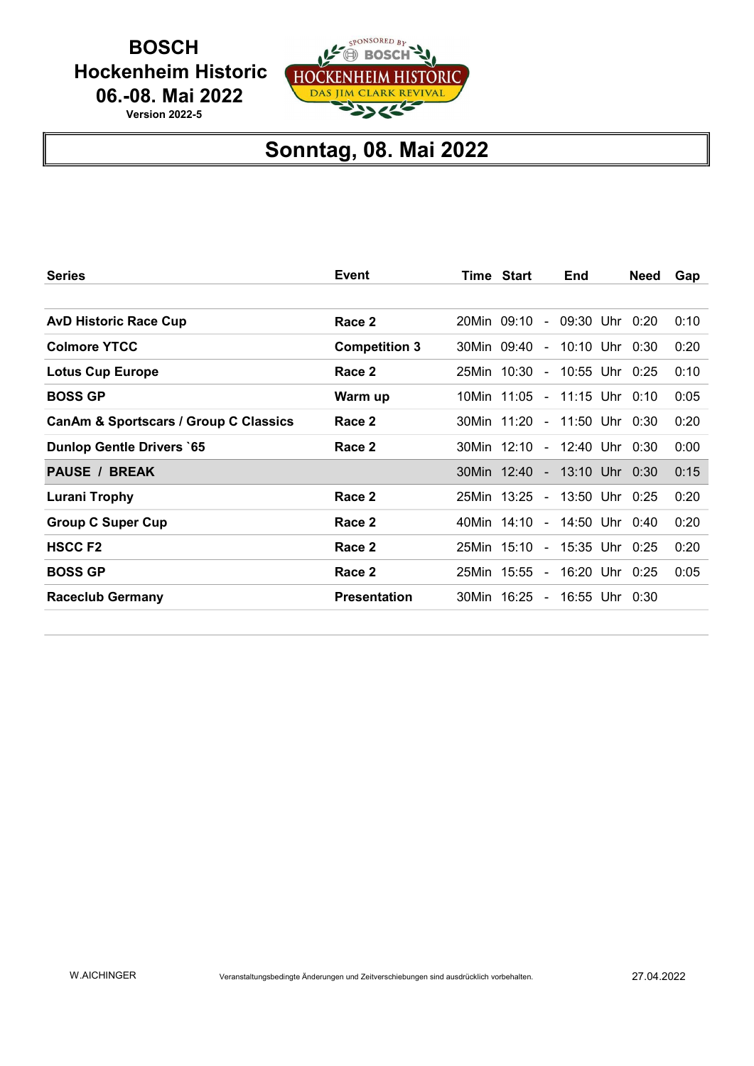**BOSCH**
**Hockenheim Historic**
**06.-08. Mai 2022**
**Version 2022-5**

# Sonntag, 08. Mai 2022

| Series | Event | Time | Start | | End | | Need | Gap |
|---|---|---|---|---|---|---|---|---|
| **AvD Historic Race Cup** | **Race 2** | 20Min | 09:10 | - | 09:30 | Uhr | 0:20 | 0:10 |
| **Colmore YTCC** | **Competition 3** | 30Min | 09:40 | - | 10:10 | Uhr | 0:30 | 0:20 |
| **Lotus Cup Europe** | **Race 2** | 25Min | 10:30 | - | 10:55 | Uhr | 0:25 | 0:10 |
| **BOSS GP** | **Warm up** | 10Min | 11:05 | - | 11:15 | Uhr | 0:10 | 0:05 |
| **CanAm & Sportscars / Group C Classics** | **Race 2** | 30Min | 11:20 | - | 11:50 | Uhr | 0:30 | 0:20 |
| **Dunlop Gentle Drivers `65** | **Race 2** | 30Min | 12:10 | - | 12:40 | Uhr | 0:30 | 0:00 |
| **PAUSE / BREAK** | | 30Min | 12:40 | - | 13:10 | Uhr | 0:30 | 0:15 |
| **Lurani Trophy** | **Race 2** | 25Min | 13:25 | - | 13:50 | Uhr | 0:25 | 0:20 |
| **Group C Super Cup** | **Race 2** | 40Min | 14:10 | - | 14:50 | Uhr | 0:40 | 0:20 |
| **HSCC F2** | **Race 2** | 25Min | 15:10 | - | 15:35 | Uhr | 0:25 | 0:20 |
| **BOSS GP** | **Race 2** | 25Min | 15:55 | - | 16:20 | Uhr | 0:25 | 0:05 |
| **Raceclub Germany** | **Presentation** | 30Min | 16:25 | - | 16:55 | Uhr | 0:30 | |

W.AICHINGER

Veranstaltungsbedingte Änderungen und Zeitverschiebungen sind ausdrücklich vorbehalten.

27.04.2022